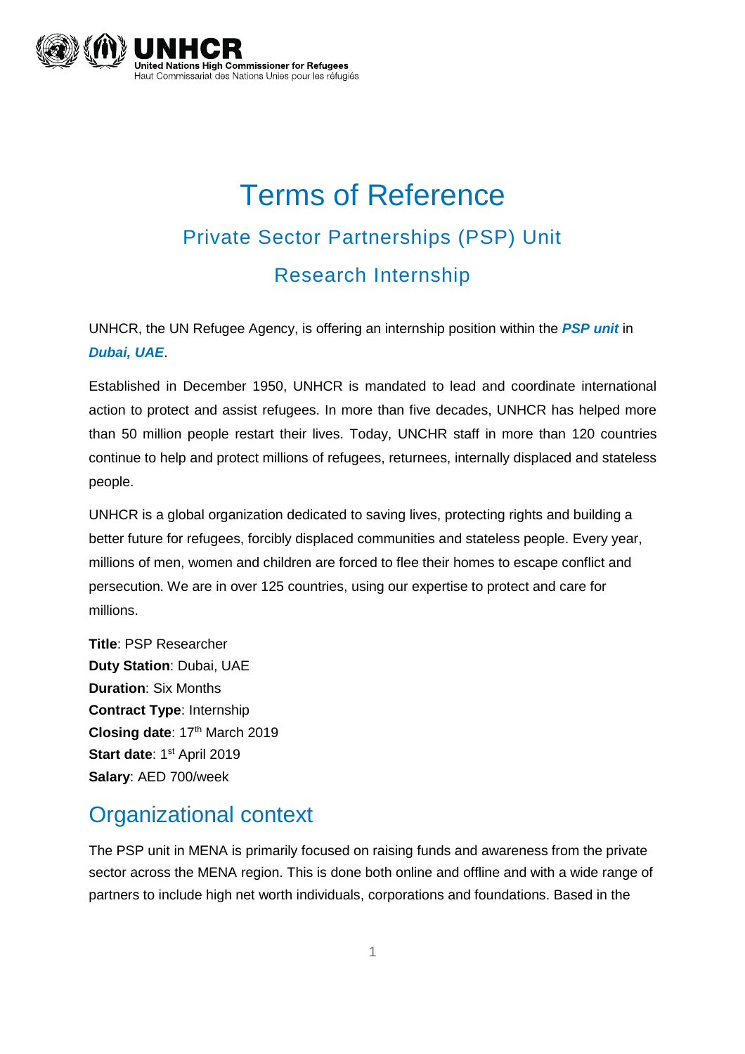# Terms of Reference

## Private Sector Partnerships (PSP) Unit

## Research Internship

UNHCR, the UN Refugee Agency, is offering an internship position within the ***PSP unit*** in ***Dubai, UAE***.

Established in December 1950, UNHCR is mandated to lead and coordinate international action to protect and assist refugees. In more than five decades, UNHCR has helped more than 50 million people restart their lives. Today, UNCHR staff in more than 120 countries continue to help and protect millions of refugees, returnees, internally displaced and stateless people.

UNHCR is a global organization dedicated to saving lives, protecting rights and building a better future for refugees, forcibly displaced communities and stateless people. Every year, millions of men, women and children are forced to flee their homes to escape conflict and persecution. We are in over 125 countries, using our expertise to protect and care for millions.

**Title**: PSP Researcher
**Duty Station**: Dubai, UAE
**Duration**: Six Months
**Contract Type**: Internship
**Closing date**: 17th March 2019
**Start date**: 1st April 2019
**Salary**: AED 700/week

## Organizational context

The PSP unit in MENA is primarily focused on raising funds and awareness from the private sector across the MENA region. This is done both online and offline and with a wide range of partners to include high net worth individuals, corporations and foundations. Based in the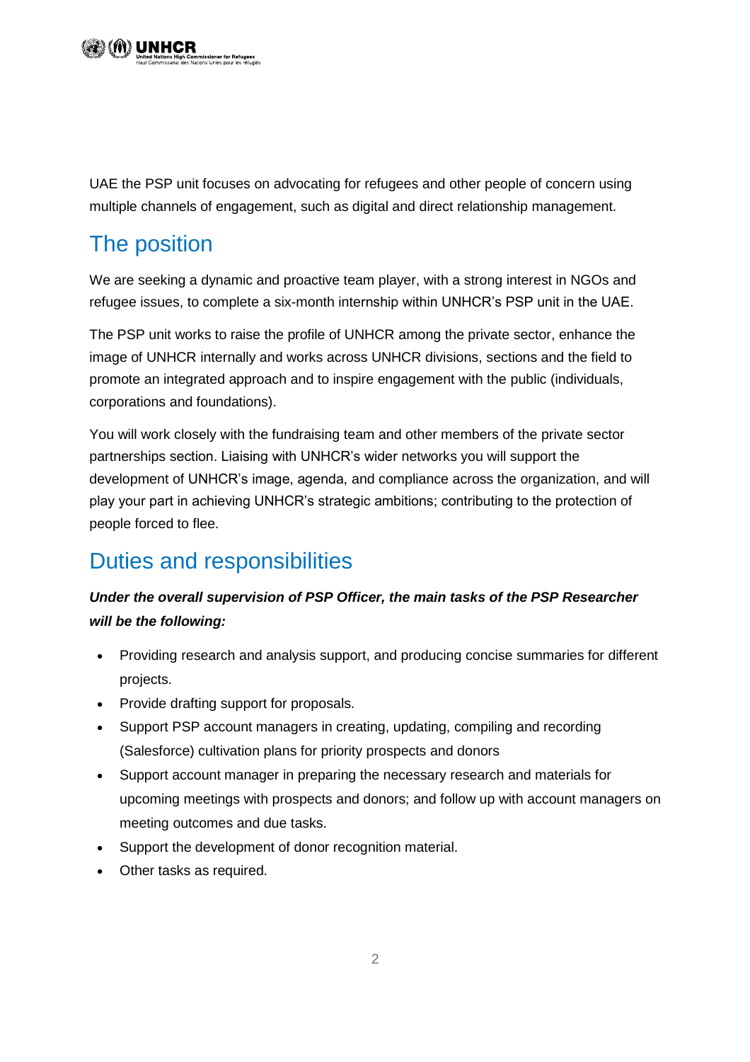UAE the PSP unit focuses on advocating for refugees and other people of concern using multiple channels of engagement, such as digital and direct relationship management.

## The position

We are seeking a dynamic and proactive team player, with a strong interest in NGOs and refugee issues, to complete a six-month internship within UNHCR's PSP unit in the UAE.

The PSP unit works to raise the profile of UNHCR among the private sector, enhance the image of UNHCR internally and works across UNHCR divisions, sections and the field to promote an integrated approach and to inspire engagement with the public (individuals, corporations and foundations).

You will work closely with the fundraising team and other members of the private sector partnerships section. Liaising with UNHCR's wider networks you will support the development of UNHCR's image, agenda, and compliance across the organization, and will play your part in achieving UNHCR's strategic ambitions; contributing to the protection of people forced to flee.

## Duties and responsibilities

***Under the overall supervision of PSP Officer, the main tasks of the PSP Researcher will be the following:***

- Providing research and analysis support, and producing concise summaries for different projects.
- Provide drafting support for proposals.
- Support PSP account managers in creating, updating, compiling and recording (Salesforce) cultivation plans for priority prospects and donors
- Support account manager in preparing the necessary research and materials for upcoming meetings with prospects and donors; and follow up with account managers on meeting outcomes and due tasks.
- Support the development of donor recognition material.
- Other tasks as required.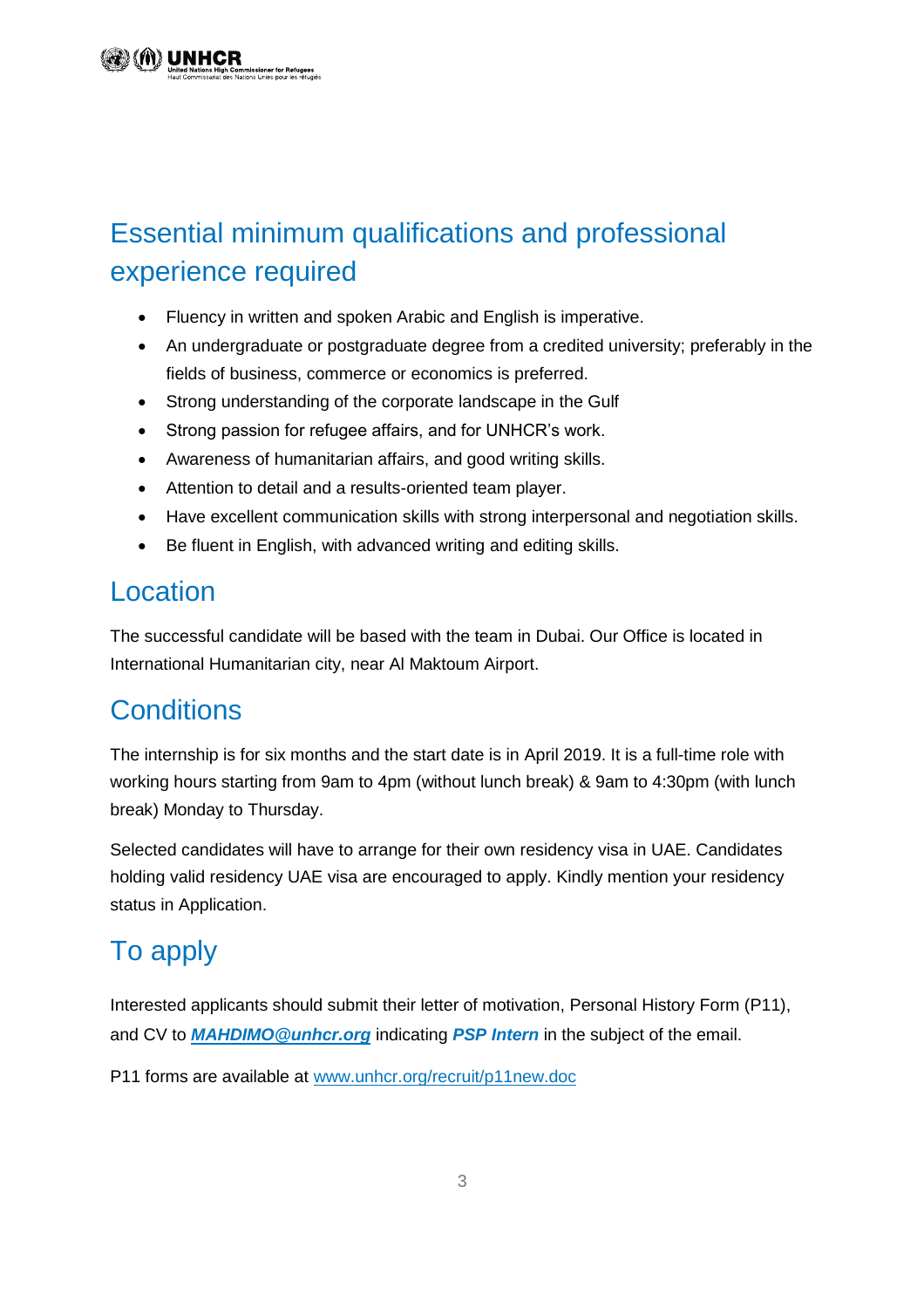## Essential minimum qualifications and professional experience required

- Fluency in written and spoken Arabic and English is imperative.
- An undergraduate or postgraduate degree from a credited university; preferably in the fields of business, commerce or economics is preferred.
- Strong understanding of the corporate landscape in the Gulf
- Strong passion for refugee affairs, and for UNHCR's work.
- Awareness of humanitarian affairs, and good writing skills.
- Attention to detail and a results-oriented team player.
- Have excellent communication skills with strong interpersonal and negotiation skills.
- Be fluent in English, with advanced writing and editing skills.

## Location

The successful candidate will be based with the team in Dubai. Our Office is located in International Humanitarian city, near Al Maktoum Airport.

## Conditions

The internship is for six months and the start date is in April 2019. It is a full-time role with working hours starting from 9am to 4pm (without lunch break) & 9am to 4:30pm (with lunch break) Monday to Thursday.

Selected candidates will have to arrange for their own residency visa in UAE. Candidates holding valid residency UAE visa are encouraged to apply. Kindly mention your residency status in Application.

## To apply

Interested applicants should submit their letter of motivation, Personal History Form (P11), and CV to ***MAHDIMO@unhcr.org*** indicating ***PSP Intern*** in the subject of the email.

P11 forms are available at www.unhcr.org/recruit/p11new.doc